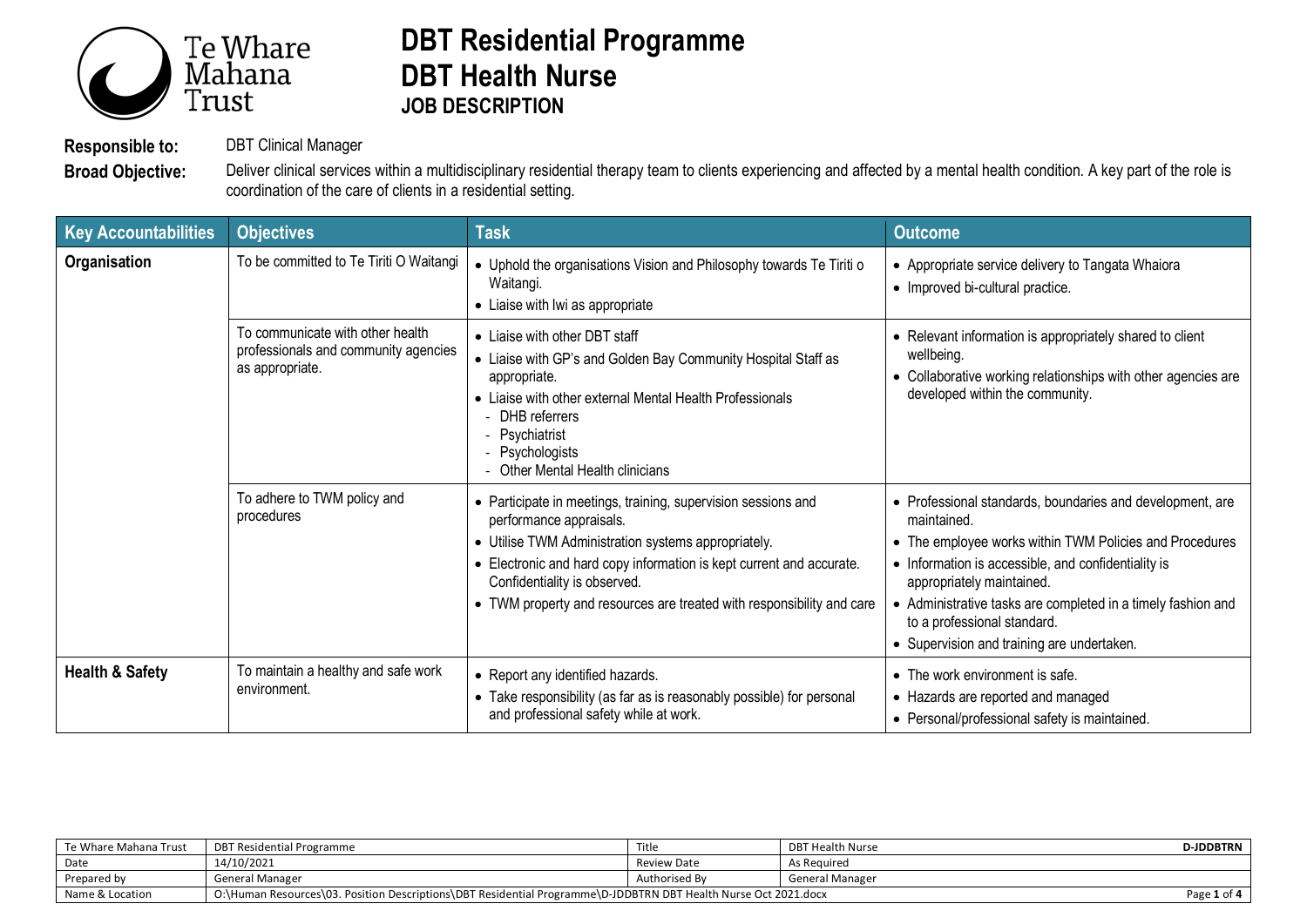# DBT Residential Programme

# DBT Health Nurse

## JOB DESCRIPTION

**Responsible to:** DBT Clinical Manager

**Broad Objective:** Deliver clinical services within a multidisciplinary residential therapy team to clients experiencing and affected by a mental health condition. A key part of the role is coordination of the care of clients in a residential setting.

| Key Accountabilities | Objectives | Task | Outcome |
|---|---|---|---|
| **Organisation** | To be committed to Te Tiriti O Waitangi | • Uphold the organisations Vision and Philosophy towards Te Tiriti o Waitangi.<br>• Liaise with Iwi as appropriate | • Appropriate service delivery to Tangata Whaiora<br>• Improved bi-cultural practice. |
| | To communicate with other health professionals and community agencies as appropriate. | • Liaise with other DBT staff<br>• Liaise with GP's and Golden Bay Community Hospital Staff as appropriate.<br>• Liaise with other external Mental Health Professionals<br>- DHB referrers<br>- Psychiatrist<br>- Psychologists<br>- Other Mental Health clinicians | • Relevant information is appropriately shared to client wellbeing.<br>• Collaborative working relationships with other agencies are developed within the community. |
| | To adhere to TWM policy and procedures | • Participate in meetings, training, supervision sessions and performance appraisals.<br>• Utilise TWM Administration systems appropriately.<br>• Electronic and hard copy information is kept current and accurate. Confidentiality is observed.<br>• TWM property and resources are treated with responsibility and care | • Professional standards, boundaries and development, are maintained.<br>• The employee works within TWM Policies and Procedures<br>• Information is accessible, and confidentiality is appropriately maintained.<br>• Administrative tasks are completed in a timely fashion and to a professional standard.<br>• Supervision and training are undertaken. |
| **Health & Safety** | To maintain a healthy and safe work environment. | • Report any identified hazards.<br>• Take responsibility (as far as is reasonably possible) for personal and professional safety while at work. | • The work environment is safe.<br>• Hazards are reported and managed<br>• Personal/professional safety is maintained. |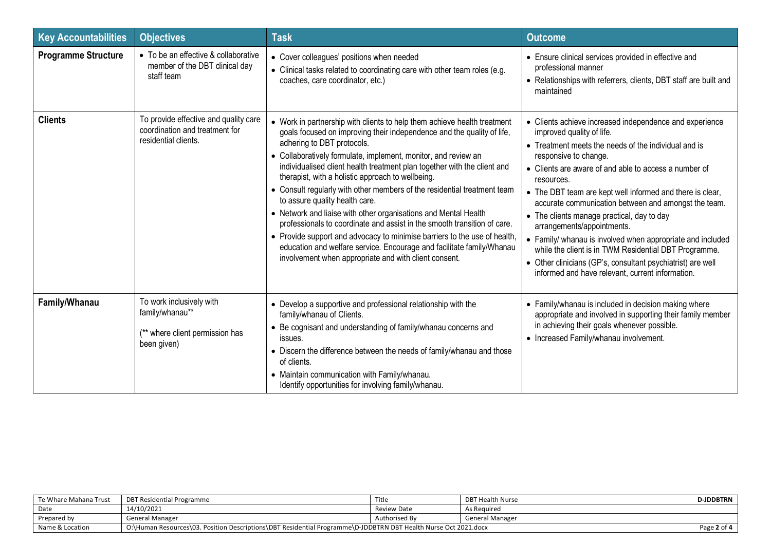| Key Accountabilities | Objectives | Task | Outcome |
|---|---|---|---|
| **Programme Structure** | • To be an effective & collaborative member of the DBT clinical day staff team | • Cover colleagues' positions when needed<br>• Clinical tasks related to coordinating care with other team roles (e.g. coaches, care coordinator, etc.) | • Ensure clinical services provided in effective and professional manner<br>• Relationships with referrers, clients, DBT staff are built and maintained |
| **Clients** | To provide effective and quality care coordination and treatment for residential clients. | • Work in partnership with clients to help them achieve health treatment goals focused on improving their independence and the quality of life, adhering to DBT protocols.<br>• Collaboratively formulate, implement, monitor, and review an individualised client health treatment plan together with the client and therapist, with a holistic approach to wellbeing.<br>• Consult regularly with other members of the residential treatment team to assure quality health care.<br>• Network and liaise with other organisations and Mental Health professionals to coordinate and assist in the smooth transition of care.<br>• Provide support and advocacy to minimise barriers to the use of health, education and welfare service. Encourage and facilitate family/Whanau involvement when appropriate and with client consent. | • Clients achieve increased independence and experience improved quality of life.<br>• Treatment meets the needs of the individual and is responsive to change.<br>• Clients are aware of and able to access a number of resources.<br>• The DBT team are kept well informed and there is clear, accurate communication between and amongst the team.<br>• The clients manage practical, day to day arrangements/appointments.<br>• Family/ whanau is involved when appropriate and included while the client is in TWM Residential DBT Programme.<br>• Other clinicians (GP's, consultant psychiatrist) are well informed and have relevant, current information. |
| **Family/Whanau** | To work inclusively with family/whanau**<br><br>(** where client permission has been given) | • Develop a supportive and professional relationship with the family/whanau of Clients.<br>• Be cognisant and understanding of family/whanau concerns and issues.<br>• Discern the difference between the needs of family/whanau and those of clients.<br>• Maintain communication with Family/whanau.<br>Identify opportunities for involving family/whanau. | • Family/whanau is included in decision making where appropriate and involved in supporting their family member in achieving their goals whenever possible.<br>• Increased Family/whanau involvement. |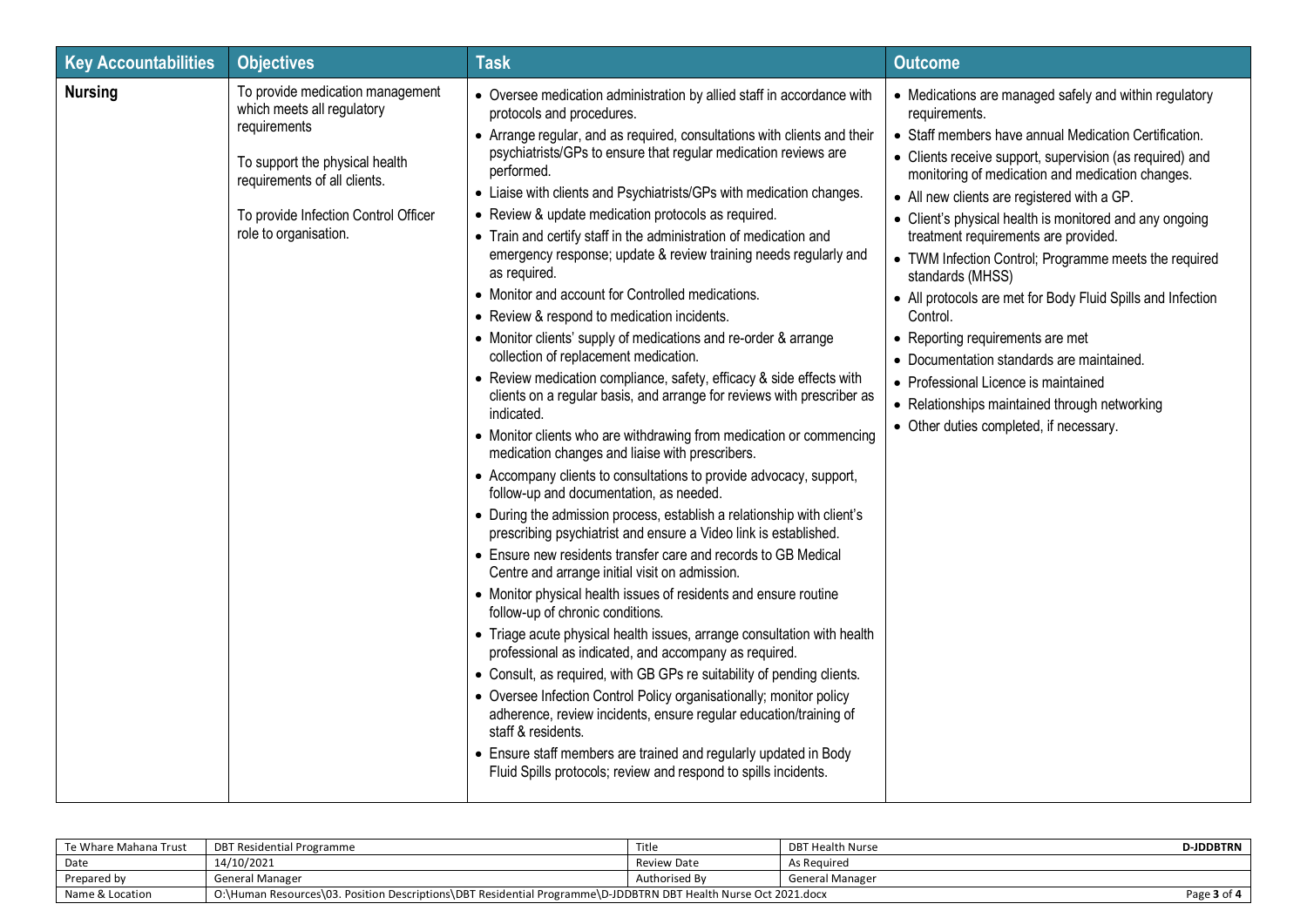| Key Accountabilities | Objectives | Task | Outcome |
|---|---|---|---|
| **Nursing** | To provide medication management which meets all regulatory requirements<br><br>To support the physical health requirements of all clients.<br><br>To provide Infection Control Officer role to organisation. | • Oversee medication administration by allied staff in accordance with protocols and procedures.<br>• Arrange regular, and as required, consultations with clients and their psychiatrists/GPs to ensure that regular medication reviews are performed.<br>• Liaise with clients and Psychiatrists/GPs with medication changes.<br>• Review & update medication protocols as required.<br>• Train and certify staff in the administration of medication and emergency response; update & review training needs regularly and as required.<br>• Monitor and account for Controlled medications.<br>• Review & respond to medication incidents.<br>• Monitor clients' supply of medications and re-order & arrange collection of replacement medication.<br>• Review medication compliance, safety, efficacy & side effects with clients on a regular basis, and arrange for reviews with prescriber as indicated.<br>• Monitor clients who are withdrawing from medication or commencing medication changes and liaise with prescribers.<br>• Accompany clients to consultations to provide advocacy, support, follow-up and documentation, as needed.<br>• During the admission process, establish a relationship with client's prescribing psychiatrist and ensure a Video link is established.<br>• Ensure new residents transfer care and records to GB Medical Centre and arrange initial visit on admission.<br>• Monitor physical health issues of residents and ensure routine follow-up of chronic conditions.<br>• Triage acute physical health issues, arrange consultation with health professional as indicated, and accompany as required.<br>• Consult, as required, with GB GPs re suitability of pending clients.<br>• Oversee Infection Control Policy organisationally; monitor policy adherence, review incidents, ensure regular education/training of staff & residents.<br>• Ensure staff members are trained and regularly updated in Body Fluid Spills protocols; review and respond to spills incidents. | • Medications are managed safely and within regulatory requirements.<br>• Staff members have annual Medication Certification.<br>• Clients receive support, supervision (as required) and monitoring of medication and medication changes.<br>• All new clients are registered with a GP.<br>• Client's physical health is monitored and any ongoing treatment requirements are provided.<br>• TWM Infection Control; Programme meets the required standards (MHSS)<br>• All protocols are met for Body Fluid Spills and Infection Control.<br>• Reporting requirements are met<br>• Documentation standards are maintained.<br>• Professional Licence is maintained<br>• Relationships maintained through networking<br>• Other duties completed, if necessary. |

| Te Whare Mahana Trust | DBT Residential Programme | Title | DBT Health Nurse | D-JDDBTRN |
|---|---|---|---|---|
| Date | 14/10/2021 | Review Date | As Required | |
| Prepared by | General Manager | Authorised By | General Manager | |
| Name & Location | O:\Human Resources\03. Position Descriptions\DBT Residential Programme\D-JDDBTRN DBT Health Nurse Oct 2021.docx | | | |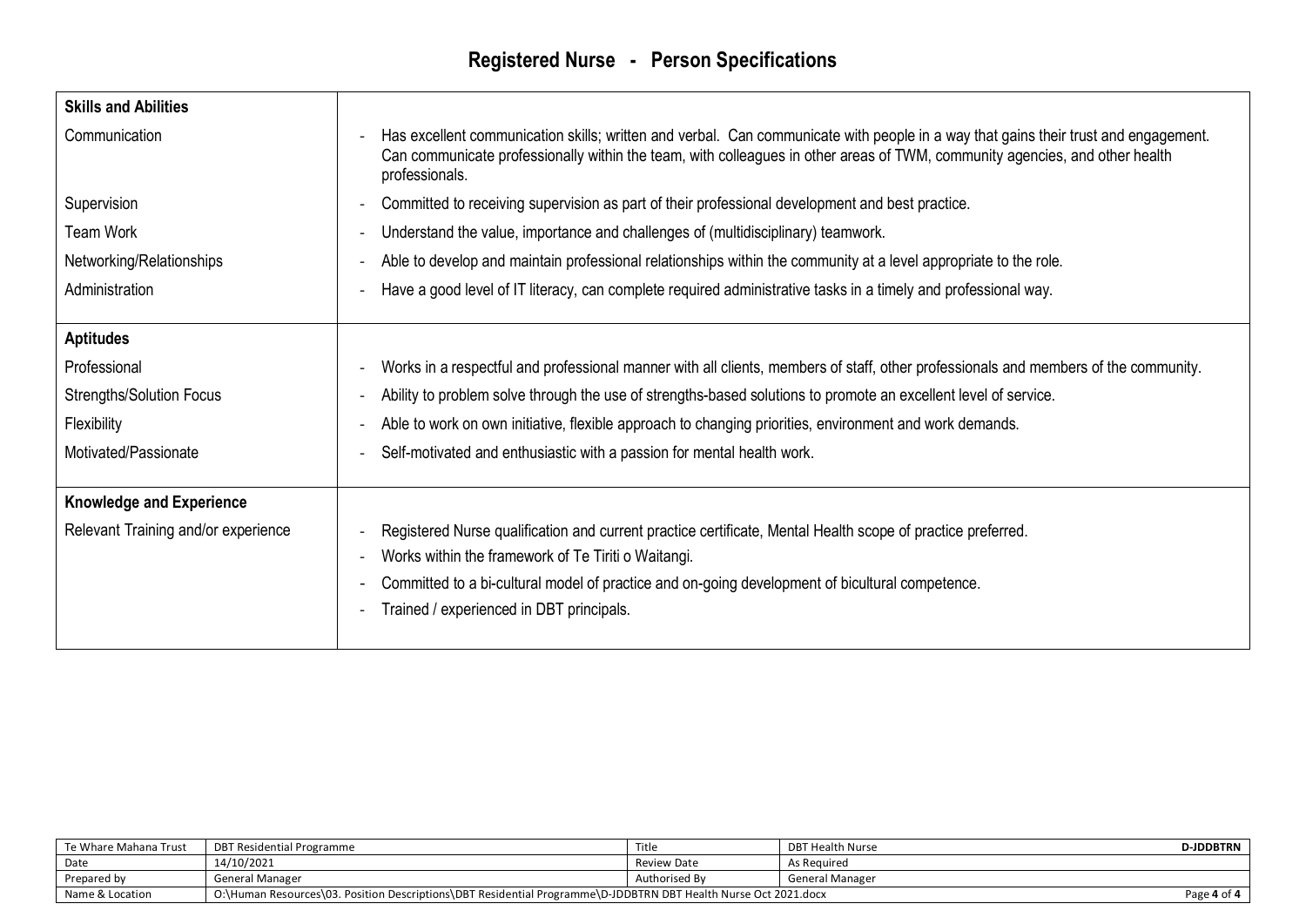# Registered Nurse - Person Specifications

| | |
|---|---|
| **Skills and Abilities** | |
| Communication | - Has excellent communication skills; written and verbal. Can communicate with people in a way that gains their trust and engagement. Can communicate professionally within the team, with colleagues in other areas of TWM, community agencies, and other health professionals. |
| Supervision | - Committed to receiving supervision as part of their professional development and best practice. |
| Team Work | - Understand the value, importance and challenges of (multidisciplinary) teamwork. |
| Networking/Relationships | - Able to develop and maintain professional relationships within the community at a level appropriate to the role. |
| Administration | - Have a good level of IT literacy, can complete required administrative tasks in a timely and professional way. |
| **Aptitudes** | |
| Professional | - Works in a respectful and professional manner with all clients, members of staff, other professionals and members of the community. |
| Strengths/Solution Focus | - Ability to problem solve through the use of strengths-based solutions to promote an excellent level of service. |
| Flexibility | - Able to work on own initiative, flexible approach to changing priorities, environment and work demands. |
| Motivated/Passionate | - Self-motivated and enthusiastic with a passion for mental health work. |
| **Knowledge and Experience** | |
| Relevant Training and/or experience | - Registered Nurse qualification and current practice certificate, Mental Health scope of practice preferred.<br>- Works within the framework of Te Tiriti o Waitangi.<br>- Committed to a bi-cultural model of practice and on-going development of bicultural competence.<br>- Trained / experienced in DBT principals. |

| | | | |
|---|---|---|---|
| Te Whare Mahana Trust | DBT Residential Programme | Title | DBT Health Nurse **D-JDDBTRN** |
| Date | 14/10/2021 | Review Date | As Required |
| Prepared by | General Manager | Authorised By | General Manager |
| Name & Location | O:\Human Resources\03. Position Descriptions\DBT Residential Programme\D-JDDBTRN DBT Health Nurse Oct 2021.docx | | |